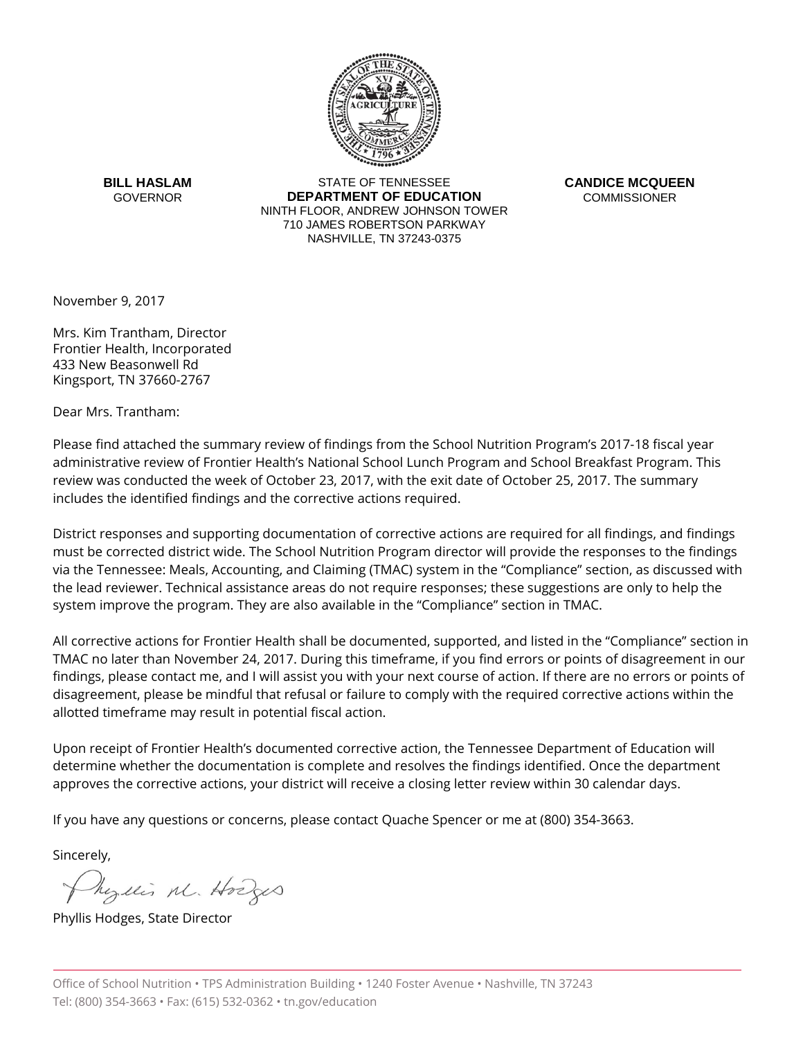**BILL HASLAM**
GOVERNOR

STATE OF TENNESSEE
**DEPARTMENT OF EDUCATION**
NINTH FLOOR, ANDREW JOHNSON TOWER
710 JAMES ROBERTSON PARKWAY
NASHVILLE, TN 37243-0375

**CANDICE MCQUEEN**
COMMISSIONER

November 9, 2017

Mrs. Kim Trantham, Director
Frontier Health, Incorporated
433 New Beasonwell Rd
Kingsport, TN 37660-2767

Dear Mrs. Trantham:

Please find attached the summary review of findings from the School Nutrition Program's 2017-18 fiscal year administrative review of Frontier Health's National School Lunch Program and School Breakfast Program. This review was conducted the week of October 23, 2017, with the exit date of October 25, 2017. The summary includes the identified findings and the corrective actions required.

District responses and supporting documentation of corrective actions are required for all findings, and findings must be corrected district wide. The School Nutrition Program director will provide the responses to the findings via the Tennessee: Meals, Accounting, and Claiming (TMAC) system in the "Compliance" section, as discussed with the lead reviewer. Technical assistance areas do not require responses; these suggestions are only to help the system improve the program. They are also available in the "Compliance" section in TMAC.

All corrective actions for Frontier Health shall be documented, supported, and listed in the "Compliance" section in TMAC no later than November 24, 2017. During this timeframe, if you find errors or points of disagreement in our findings, please contact me, and I will assist you with your next course of action. If there are no errors or points of disagreement, please be mindful that refusal or failure to comply with the required corrective actions within the allotted timeframe may result in potential fiscal action.

Upon receipt of Frontier Health's documented corrective action, the Tennessee Department of Education will determine whether the documentation is complete and resolves the findings identified. Once the department approves the corrective actions, your district will receive a closing letter review within 30 calendar days.

If you have any questions or concerns, please contact Quache Spencer or me at (800) 354-3663.

Sincerely,

Phyllis M. Hodges

Phyllis Hodges, State Director

Office of School Nutrition • TPS Administration Building • 1240 Foster Avenue • Nashville, TN 37243
Tel: (800) 354-3663 • Fax: (615) 532-0362 • tn.gov/education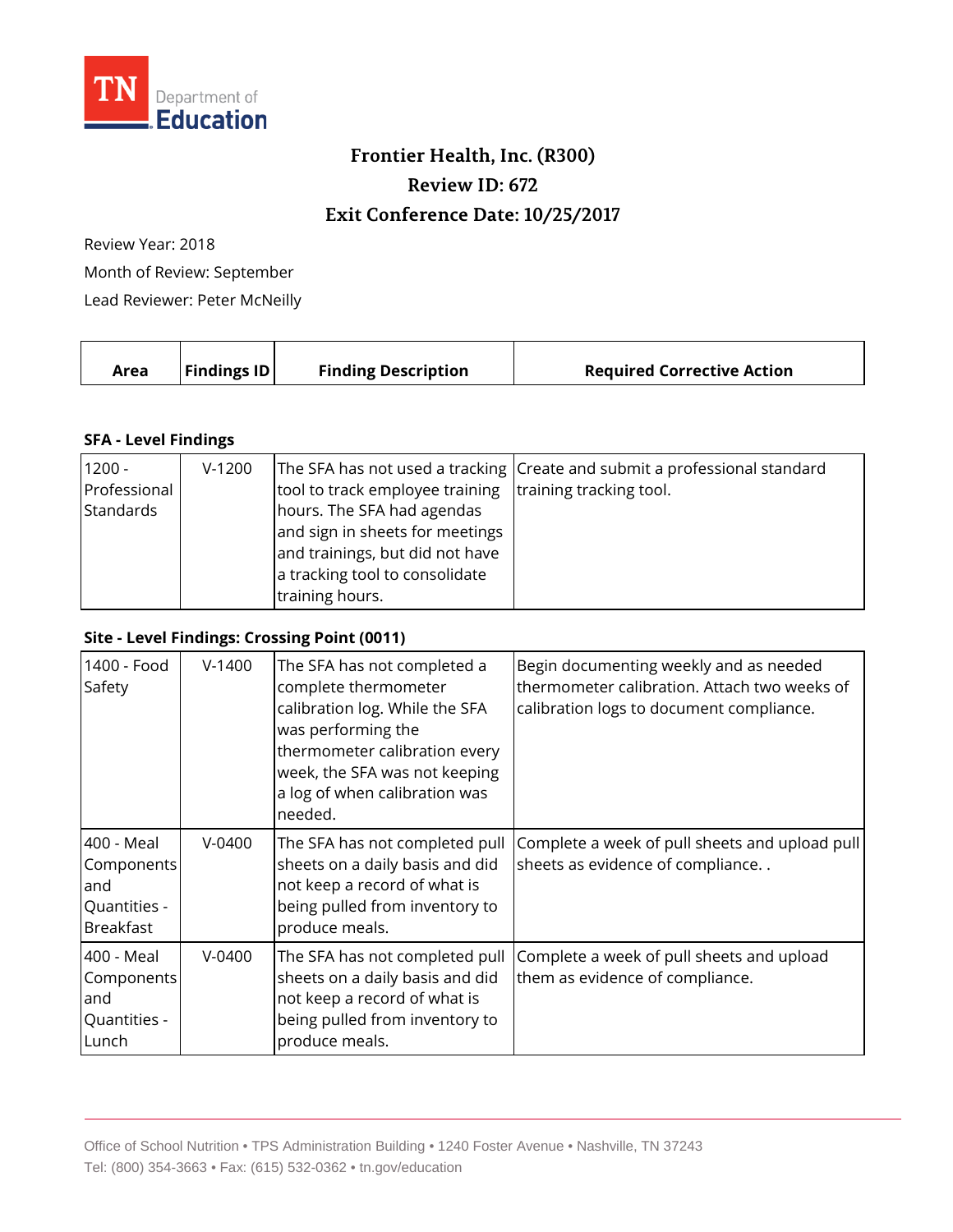TN Department of Education

# Frontier Health, Inc. (R300)

## Review ID: 672

## Exit Conference Date: 10/25/2017

Review Year: 2018

Month of Review: September

Lead Reviewer: Peter McNeilly

| Area | Findings ID | Finding Description | Required Corrective Action |
|---|---|---|---|

### SFA - Level Findings

| | | | |
|---|---|---|---|
| 1200 - Professional Standards | V-1200 | The SFA has not used a tracking tool to track employee training hours. The SFA had agendas and sign in sheets for meetings and trainings, but did not have a tracking tool to consolidate training hours. | Create and submit a professional standard training tracking tool. |

### Site - Level Findings: Crossing Point (0011)

| | | | |
|---|---|---|---|
| 1400 - Food Safety | V-1400 | The SFA has not completed a complete thermometer calibration log. While the SFA was performing the thermometer calibration every week, the SFA was not keeping a log of when calibration was needed. | Begin documenting weekly and as needed thermometer calibration. Attach two weeks of calibration logs to document compliance. |
| 400 - Meal Components and Quantities - Breakfast | V-0400 | The SFA has not completed pull sheets on a daily basis and did not keep a record of what is being pulled from inventory to produce meals. | Complete a week of pull sheets and upload pull sheets as evidence of compliance. . |
| 400 - Meal Components and Quantities - Lunch | V-0400 | The SFA has not completed pull sheets on a daily basis and did not keep a record of what is being pulled from inventory to produce meals. | Complete a week of pull sheets and upload them as evidence of compliance. |

Office of School Nutrition • TPS Administration Building • 1240 Foster Avenue • Nashville, TN 37243
Tel: (800) 354-3663 • Fax: (615) 532-0362 • tn.gov/education